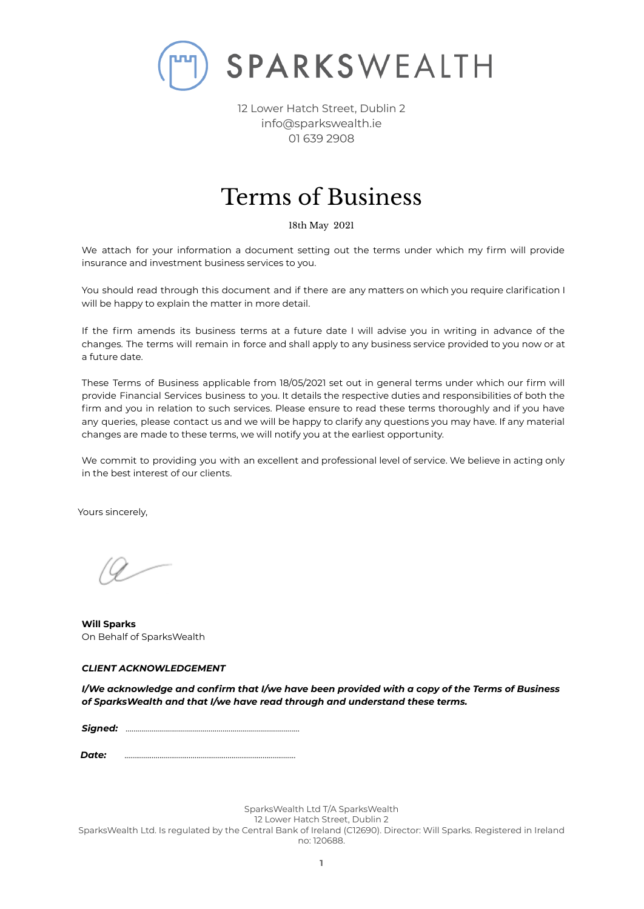SPARKSWEALTH

12 Lower Hatch Street, Dublin 2
info@sparkswealth.ie
01 639 2908

# Terms of Business

18th May 2021

We attach for your information a document setting out the terms under which my firm will provide insurance and investment business services to you.

You should read through this document and if there are any matters on which you require clarification I will be happy to explain the matter in more detail.

If the firm amends its business terms at a future date I will advise you in writing in advance of the changes. The terms will remain in force and shall apply to any business service provided to you now or at a future date.

These Terms of Business applicable from 18/05/2021 set out in general terms under which our firm will provide Financial Services business to you. It details the respective duties and responsibilities of both the firm and you in relation to such services. Please ensure to read these terms thoroughly and if you have any queries, please contact us and we will be happy to clarify any questions you may have. If any material changes are made to these terms, we will notify you at the earliest opportunity.

We commit to providing you with an excellent and professional level of service. We believe in acting only in the best interest of our clients.

Yours sincerely,

**Will Sparks**
On Behalf of SparksWealth

***CLIENT ACKNOWLEDGEMENT***

***I/We acknowledge and confirm that I/we have been provided with a copy of the Terms of Business of SparksWealth and that I/we have read through and understand these terms.***

***Signed:*** ........................................................................................

***Date:*** ........................................................................................

SparksWealth Ltd T/A SparksWealth
12 Lower Hatch Street, Dublin 2
SparksWealth Ltd. Is regulated by the Central Bank of Ireland (C12690). Director: Will Sparks. Registered in Ireland no: 120688.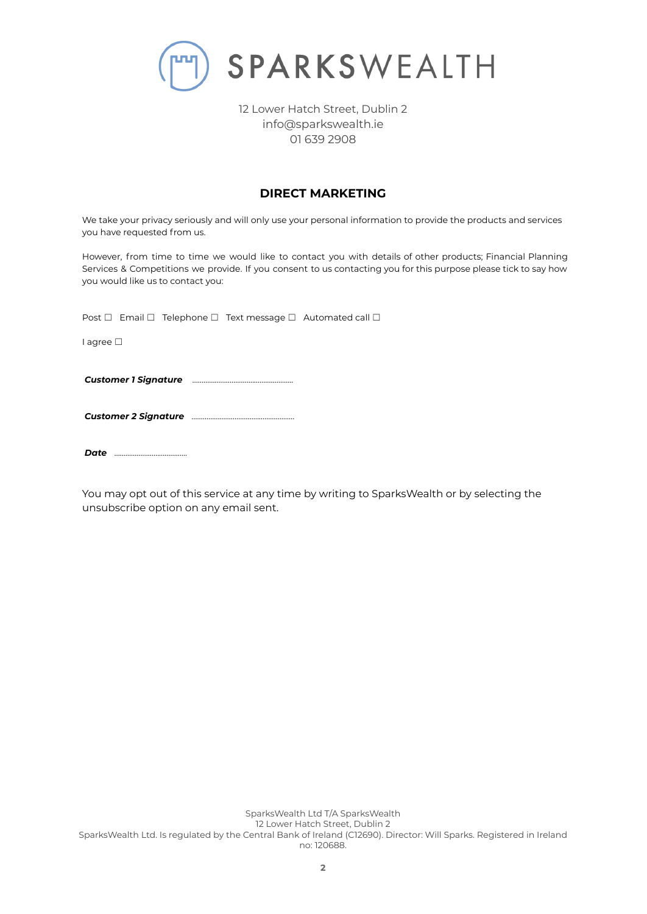# SPARKSWEALTH

12 Lower Hatch Street, Dublin 2
info@sparkswealth.ie
01 639 2908

## DIRECT MARKETING

We take your privacy seriously and will only use your personal information to provide the products and services you have requested from us.

However, from time to time we would like to contact you with details of other products; Financial Planning Services & Competitions we provide. If you consent to us contacting you for this purpose please tick to say how you would like us to contact you:

Post ☐ Email ☐ Telephone ☐ Text message ☐ Automated call ☐

I agree ☐

***Customer 1 Signature*** ......................................................

***Customer 2 Signature*** ......................................................

***Date*** ......................................

You may opt out of this service at any time by writing to SparksWealth or by selecting the unsubscribe option on any email sent.

SparksWealth Ltd T/A SparksWealth
12 Lower Hatch Street, Dublin 2
SparksWealth Ltd. Is regulated by the Central Bank of Ireland (C12690). Director: Will Sparks. Registered in Ireland no: 120688.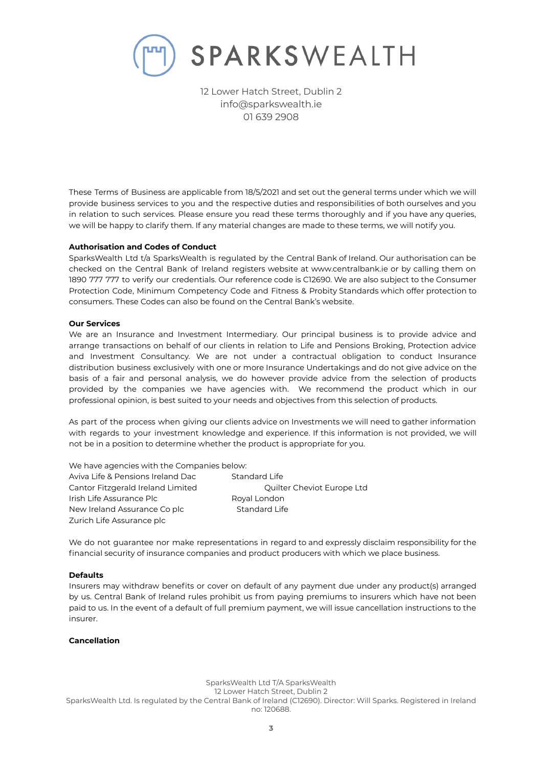# SPARKSWEALTH

12 Lower Hatch Street, Dublin 2
info@sparkswealth.ie
01 639 2908

These Terms of Business are applicable from 18/5/2021 and set out the general terms under which we will provide business services to you and the respective duties and responsibilities of both ourselves and you in relation to such services. Please ensure you read these terms thoroughly and if you have any queries, we will be happy to clarify them. If any material changes are made to these terms, we will notify you.

**Authorisation and Codes of Conduct**

SparksWealth Ltd t/a SparksWealth is regulated by the Central Bank of Ireland. Our authorisation can be checked on the Central Bank of Ireland registers website at www.centralbank.ie or by calling them on 1890 777 777 to verify our credentials. Our reference code is C12690. We are also subject to the Consumer Protection Code, Minimum Competency Code and Fitness & Probity Standards which offer protection to consumers. These Codes can also be found on the Central Bank's website.

**Our Services**

We are an Insurance and Investment Intermediary. Our principal business is to provide advice and arrange transactions on behalf of our clients in relation to Life and Pensions Broking, Protection advice and Investment Consultancy. We are not under a contractual obligation to conduct Insurance distribution business exclusively with one or more Insurance Undertakings and do not give advice on the basis of a fair and personal analysis, we do however provide advice from the selection of products provided by the companies we have agencies with. We recommend the product which in our professional opinion, is best suited to your needs and objectives from this selection of products.

As part of the process when giving our clients advice on Investments we will need to gather information with regards to your investment knowledge and experience. If this information is not provided, we will not be in a position to determine whether the product is appropriate for you.

We have agencies with the Companies below:

- Aviva Life & Pensions Ireland Dac
- Cantor Fitzgerald Ireland Limited
- Irish Life Assurance Plc
- New Ireland Assurance Co plc
- Zurich Life Assurance plc
- Standard Life
- Quilter Cheviot Europe Ltd
- Royal London
- Standard Life

We do not guarantee nor make representations in regard to and expressly disclaim responsibility for the financial security of insurance companies and product producers with which we place business.

**Defaults**

Insurers may withdraw benefits or cover on default of any payment due under any product(s) arranged by us. Central Bank of Ireland rules prohibit us from paying premiums to insurers which have not been paid to us. In the event of a default of full premium payment, we will issue cancellation instructions to the insurer.

**Cancellation**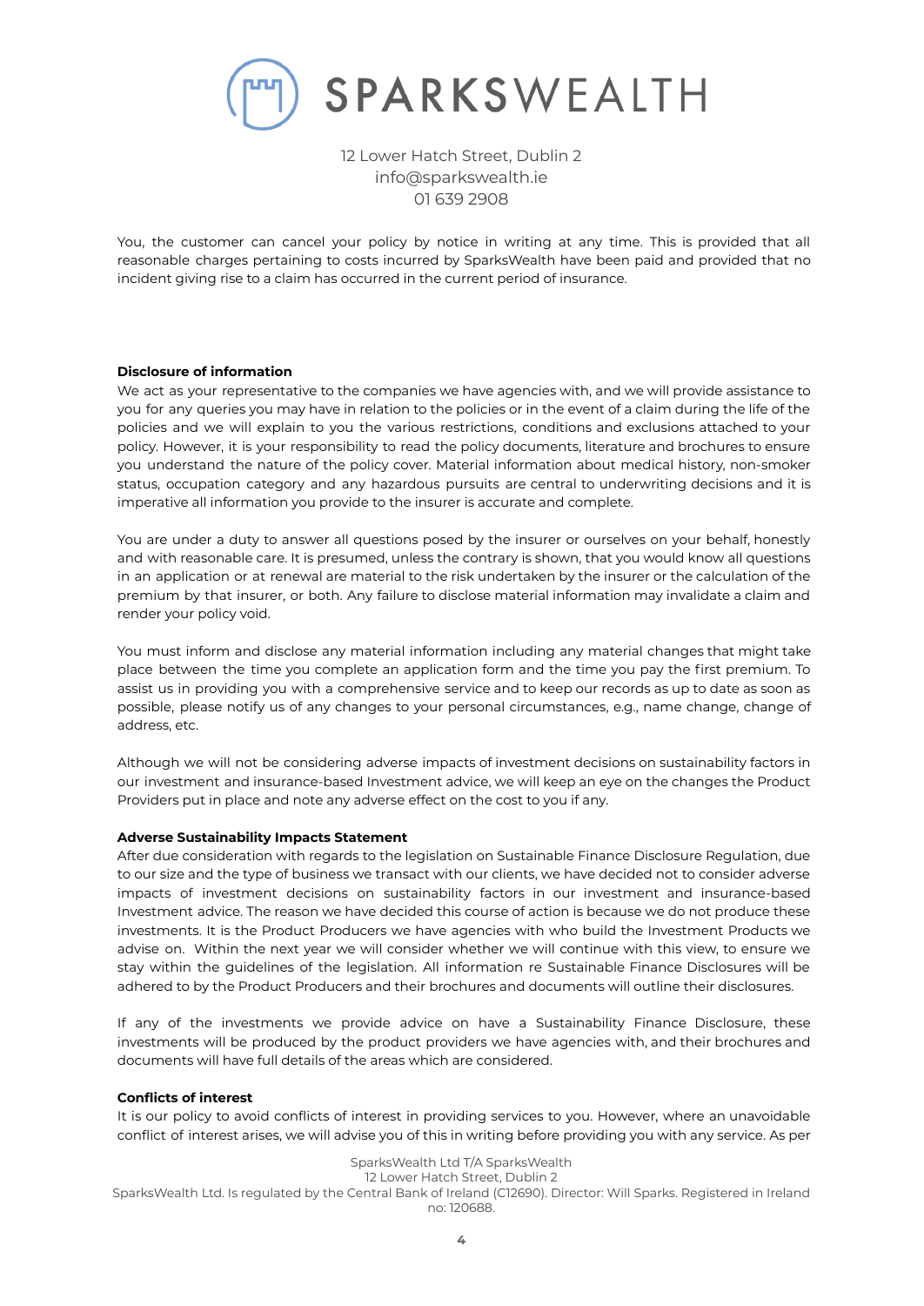You, the customer can cancel your policy by notice in writing at any time. This is provided that all reasonable charges pertaining to costs incurred by SparksWealth have been paid and provided that no incident giving rise to a claim has occurred in the current period of insurance.

**Disclosure of information**

We act as your representative to the companies we have agencies with, and we will provide assistance to you for any queries you may have in relation to the policies or in the event of a claim during the life of the policies and we will explain to you the various restrictions, conditions and exclusions attached to your policy. However, it is your responsibility to read the policy documents, literature and brochures to ensure you understand the nature of the policy cover. Material information about medical history, non-smoker status, occupation category and any hazardous pursuits are central to underwriting decisions and it is imperative all information you provide to the insurer is accurate and complete.

You are under a duty to answer all questions posed by the insurer or ourselves on your behalf, honestly and with reasonable care. It is presumed, unless the contrary is shown, that you would know all questions in an application or at renewal are material to the risk undertaken by the insurer or the calculation of the premium by that insurer, or both. Any failure to disclose material information may invalidate a claim and render your policy void.

You must inform and disclose any material information including any material changes that might take place between the time you complete an application form and the time you pay the first premium. To assist us in providing you with a comprehensive service and to keep our records as up to date as soon as possible, please notify us of any changes to your personal circumstances, e.g., name change, change of address, etc.

Although we will not be considering adverse impacts of investment decisions on sustainability factors in our investment and insurance-based Investment advice, we will keep an eye on the changes the Product Providers put in place and note any adverse effect on the cost to you if any.

**Adverse Sustainability Impacts Statement**

After due consideration with regards to the legislation on Sustainable Finance Disclosure Regulation, due to our size and the type of business we transact with our clients, we have decided not to consider adverse impacts of investment decisions on sustainability factors in our investment and insurance-based Investment advice. The reason we have decided this course of action is because we do not produce these investments. It is the Product Producers we have agencies with who build the Investment Products we advise on. Within the next year we will consider whether we will continue with this view, to ensure we stay within the guidelines of the legislation. All information re Sustainable Finance Disclosures will be adhered to by the Product Producers and their brochures and documents will outline their disclosures.

If any of the investments we provide advice on have a Sustainability Finance Disclosure, these investments will be produced by the product providers we have agencies with, and their brochures and documents will have full details of the areas which are considered.

**Conflicts of interest**

It is our policy to avoid conflicts of interest in providing services to you. However, where an unavoidable conflict of interest arises, we will advise you of this in writing before providing you with any service. As per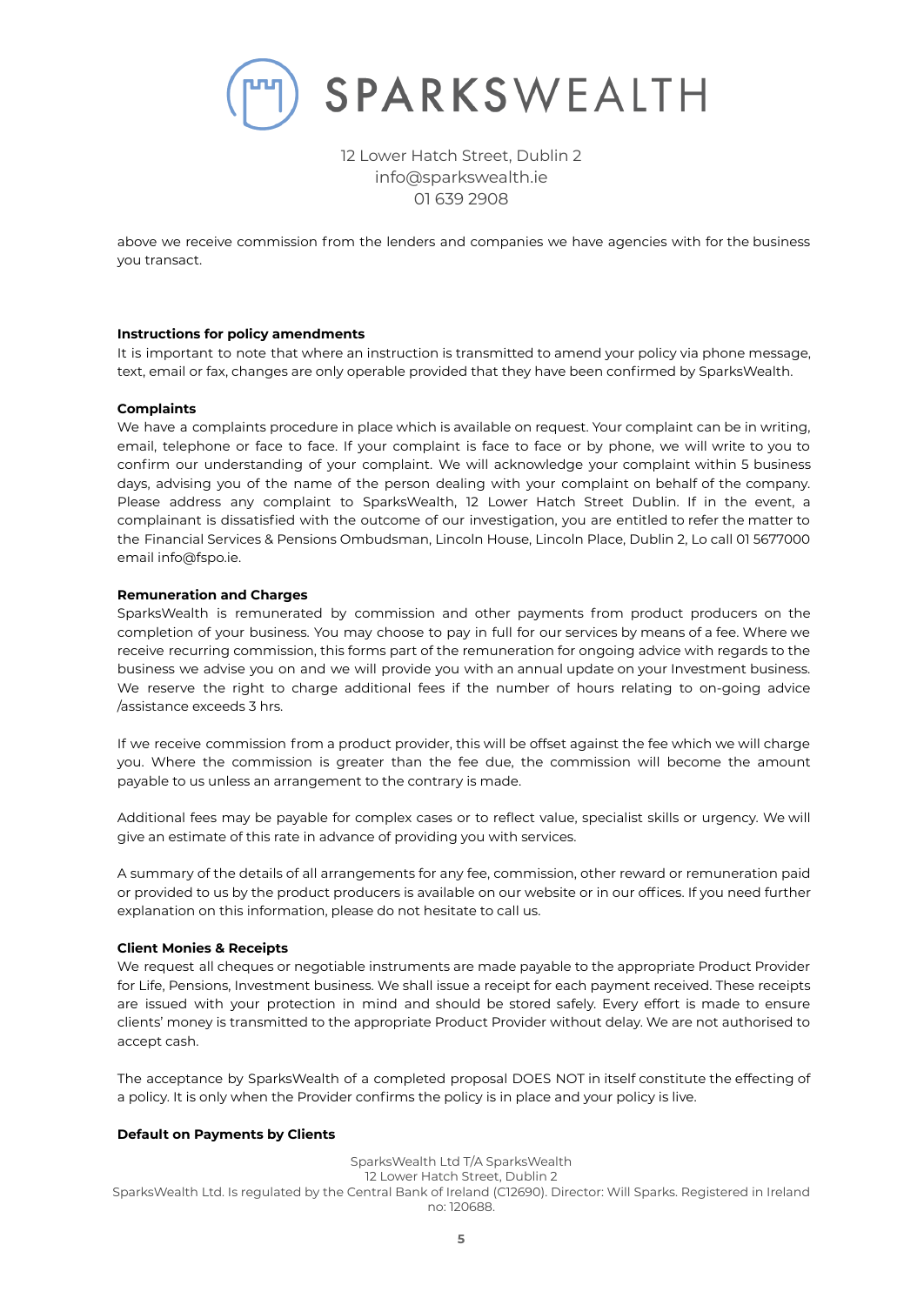above we receive commission from the lenders and companies we have agencies with for the business you transact.

**Instructions for policy amendments**

It is important to note that where an instruction is transmitted to amend your policy via phone message, text, email or fax, changes are only operable provided that they have been confirmed by SparksWealth.

**Complaints**

We have a complaints procedure in place which is available on request. Your complaint can be in writing, email, telephone or face to face. If your complaint is face to face or by phone, we will write to you to confirm our understanding of your complaint. We will acknowledge your complaint within 5 business days, advising you of the name of the person dealing with your complaint on behalf of the company. Please address any complaint to SparksWealth, 12 Lower Hatch Street Dublin. If in the event, a complainant is dissatisfied with the outcome of our investigation, you are entitled to refer the matter to the Financial Services & Pensions Ombudsman, Lincoln House, Lincoln Place, Dublin 2, Lo call 01 5677000 email info@fspo.ie.

**Remuneration and Charges**

SparksWealth is remunerated by commission and other payments from product producers on the completion of your business. You may choose to pay in full for our services by means of a fee. Where we receive recurring commission, this forms part of the remuneration for ongoing advice with regards to the business we advise you on and we will provide you with an annual update on your Investment business. We reserve the right to charge additional fees if the number of hours relating to on-going advice /assistance exceeds 3 hrs.

If we receive commission from a product provider, this will be offset against the fee which we will charge you. Where the commission is greater than the fee due, the commission will become the amount payable to us unless an arrangement to the contrary is made.

Additional fees may be payable for complex cases or to reflect value, specialist skills or urgency. We will give an estimate of this rate in advance of providing you with services.

A summary of the details of all arrangements for any fee, commission, other reward or remuneration paid or provided to us by the product producers is available on our website or in our offices. If you need further explanation on this information, please do not hesitate to call us.

**Client Monies & Receipts**

We request all cheques or negotiable instruments are made payable to the appropriate Product Provider for Life, Pensions, Investment business. We shall issue a receipt for each payment received. These receipts are issued with your protection in mind and should be stored safely. Every effort is made to ensure clients' money is transmitted to the appropriate Product Provider without delay. We are not authorised to accept cash.

The acceptance by SparksWealth of a completed proposal DOES NOT in itself constitute the effecting of a policy. It is only when the Provider confirms the policy is in place and your policy is live.

**Default on Payments by Clients**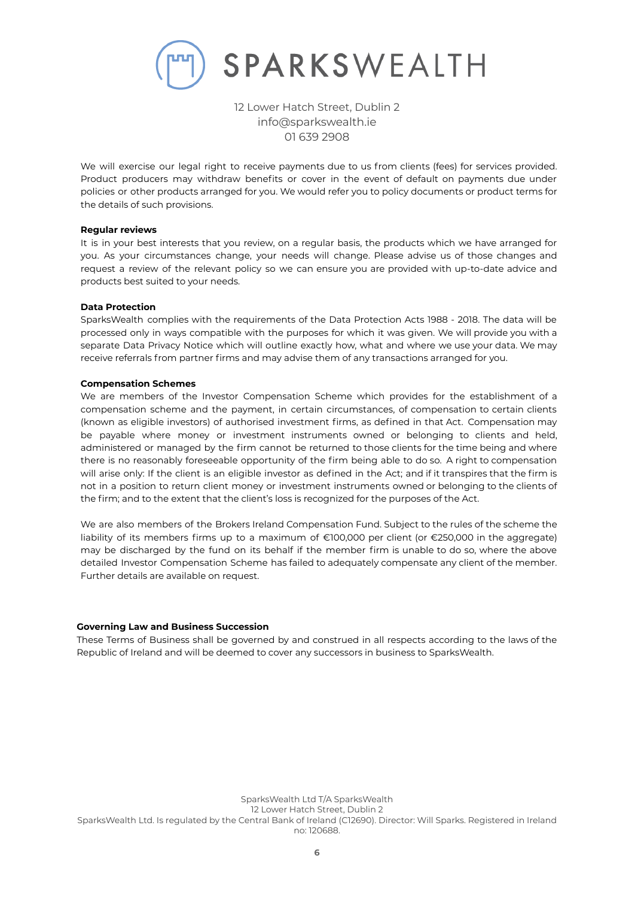We will exercise our legal right to receive payments due to us from clients (fees) for services provided. Product producers may withdraw benefits or cover in the event of default on payments due under policies or other products arranged for you. We would refer you to policy documents or product terms for the details of such provisions.

**Regular reviews**

It is in your best interests that you review, on a regular basis, the products which we have arranged for you. As your circumstances change, your needs will change. Please advise us of those changes and request a review of the relevant policy so we can ensure you are provided with up-to-date advice and products best suited to your needs.

**Data Protection**

SparksWealth complies with the requirements of the Data Protection Acts 1988 - 2018. The data will be processed only in ways compatible with the purposes for which it was given. We will provide you with a separate Data Privacy Notice which will outline exactly how, what and where we use your data. We may receive referrals from partner firms and may advise them of any transactions arranged for you.

**Compensation Schemes**

We are members of the Investor Compensation Scheme which provides for the establishment of a compensation scheme and the payment, in certain circumstances, of compensation to certain clients (known as eligible investors) of authorised investment firms, as defined in that Act. Compensation may be payable where money or investment instruments owned or belonging to clients and held, administered or managed by the firm cannot be returned to those clients for the time being and where there is no reasonably foreseeable opportunity of the firm being able to do so. A right to compensation will arise only: If the client is an eligible investor as defined in the Act; and if it transpires that the firm is not in a position to return client money or investment instruments owned or belonging to the clients of the firm; and to the extent that the client's loss is recognized for the purposes of the Act.

We are also members of the Brokers Ireland Compensation Fund. Subject to the rules of the scheme the liability of its members firms up to a maximum of €100,000 per client (or €250,000 in the aggregate) may be discharged by the fund on its behalf if the member firm is unable to do so, where the above detailed Investor Compensation Scheme has failed to adequately compensate any client of the member. Further details are available on request.

**Governing Law and Business Succession**

These Terms of Business shall be governed by and construed in all respects according to the laws of the Republic of Ireland and will be deemed to cover any successors in business to SparksWealth.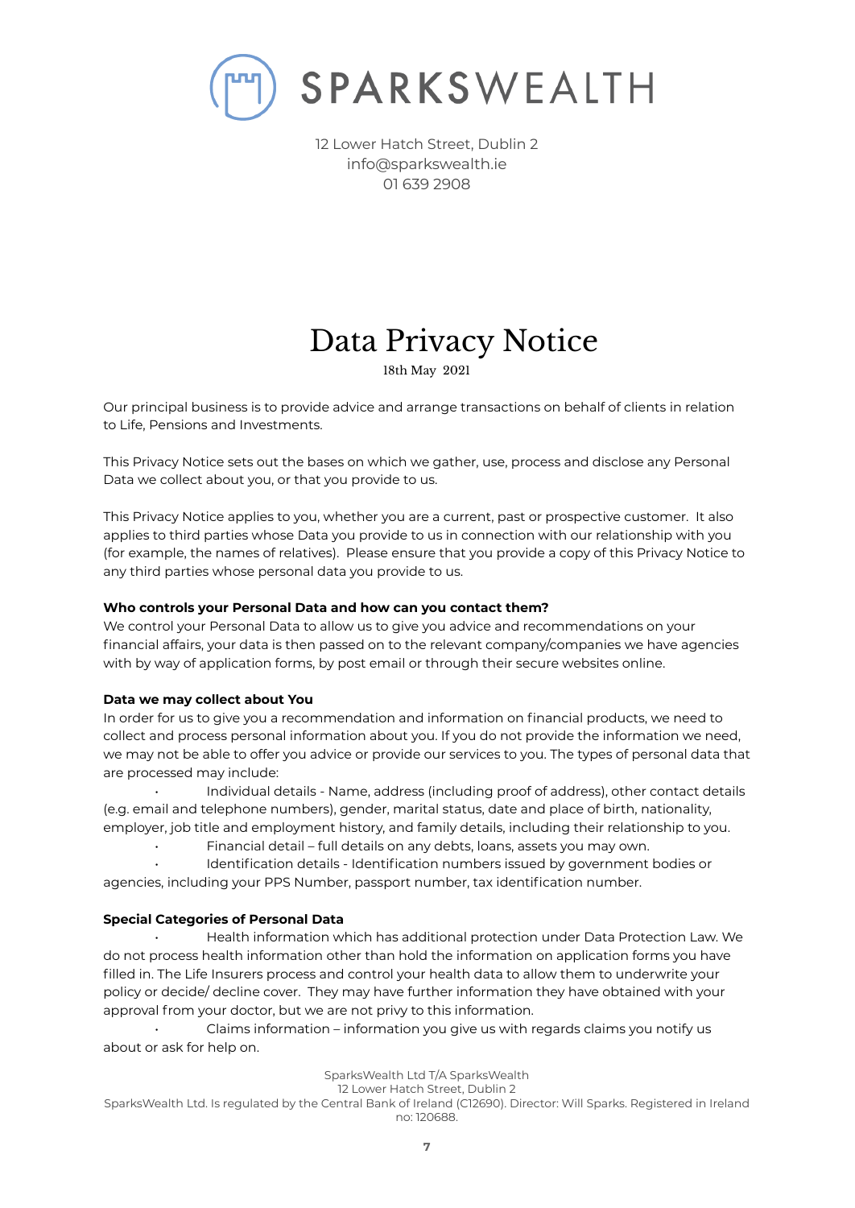SPARKSWEALTH

12 Lower Hatch Street, Dublin 2
info@sparkswealth.ie
01 639 2908

# Data Privacy Notice

18th May 2021

Our principal business is to provide advice and arrange transactions on behalf of clients in relation to Life, Pensions and Investments.

This Privacy Notice sets out the bases on which we gather, use, process and disclose any Personal Data we collect about you, or that you provide to us.

This Privacy Notice applies to you, whether you are a current, past or prospective customer. It also applies to third parties whose Data you provide to us in connection with our relationship with you (for example, the names of relatives). Please ensure that you provide a copy of this Privacy Notice to any third parties whose personal data you provide to us.

**Who controls your Personal Data and how can you contact them?**

We control your Personal Data to allow us to give you advice and recommendations on your financial affairs, your data is then passed on to the relevant company/companies we have agencies with by way of application forms, by post email or through their secure websites online.

**Data we may collect about You**

In order for us to give you a recommendation and information on financial products, we need to collect and process personal information about you. If you do not provide the information we need, we may not be able to offer you advice or provide our services to you. The types of personal data that are processed may include:

- Individual details - Name, address (including proof of address), other contact details (e.g. email and telephone numbers), gender, marital status, date and place of birth, nationality, employer, job title and employment history, and family details, including their relationship to you.
- Financial detail – full details on any debts, loans, assets you may own.
- Identification details - Identification numbers issued by government bodies or agencies, including your PPS Number, passport number, tax identification number.

**Special Categories of Personal Data**

- Health information which has additional protection under Data Protection Law. We do not process health information other than hold the information on application forms you have filled in. The Life Insurers process and control your health data to allow them to underwrite your policy or decide/ decline cover. They may have further information they have obtained with your approval from your doctor, but we are not privy to this information.
- Claims information – information you give us with regards claims you notify us about or ask for help on.

SparksWealth Ltd T/A SparksWealth
12 Lower Hatch Street, Dublin 2
SparksWealth Ltd. Is regulated by the Central Bank of Ireland (C12690). Director: Will Sparks. Registered in Ireland no: 120688.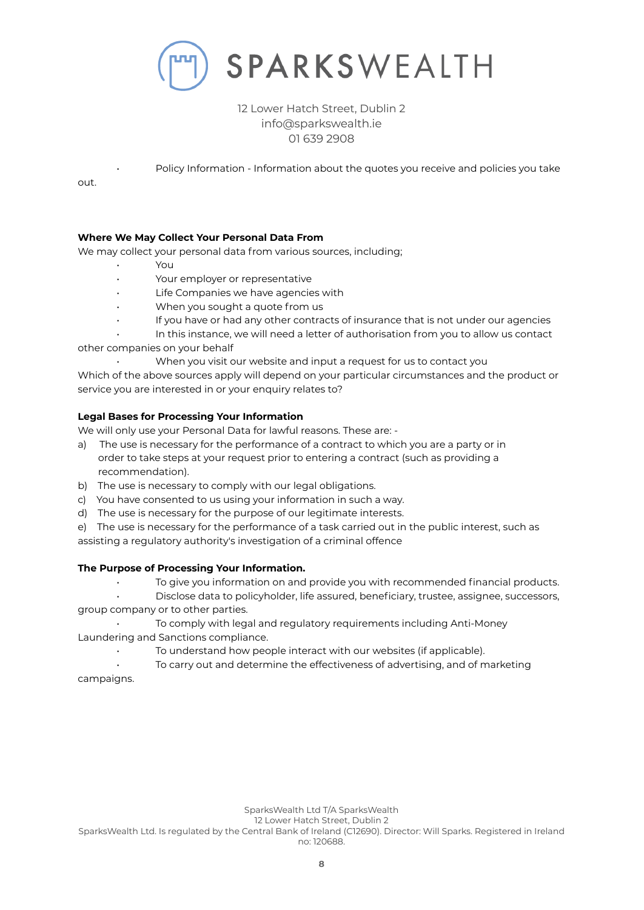- Policy Information - Information about the quotes you receive and policies you take out.

**Where We May Collect Your Personal Data From**

We may collect your personal data from various sources, including;

- You
- Your employer or representative
- Life Companies we have agencies with
- When you sought a quote from us
- If you have or had any other contracts of insurance that is not under our agencies
- In this instance, we will need a letter of authorisation from you to allow us contact other companies on your behalf
- When you visit our website and input a request for us to contact you

Which of the above sources apply will depend on your particular circumstances and the product or service you are interested in or your enquiry relates to?

**Legal Bases for Processing Your Information**

We will only use your Personal Data for lawful reasons. These are: -

a) The use is necessary for the performance of a contract to which you are a party or in order to take steps at your request prior to entering a contract (such as providing a recommendation).
b) The use is necessary to comply with our legal obligations.
c) You have consented to us using your information in such a way.
d) The use is necessary for the purpose of our legitimate interests.
e) The use is necessary for the performance of a task carried out in the public interest, such as assisting a regulatory authority's investigation of a criminal offence

**The Purpose of Processing Your Information.**

- To give you information on and provide you with recommended financial products.
- Disclose data to policyholder, life assured, beneficiary, trustee, assignee, successors, group company or to other parties.
- To comply with legal and regulatory requirements including Anti-Money Laundering and Sanctions compliance.
- To understand how people interact with our websites (if applicable).
- To carry out and determine the effectiveness of advertising, and of marketing campaigns.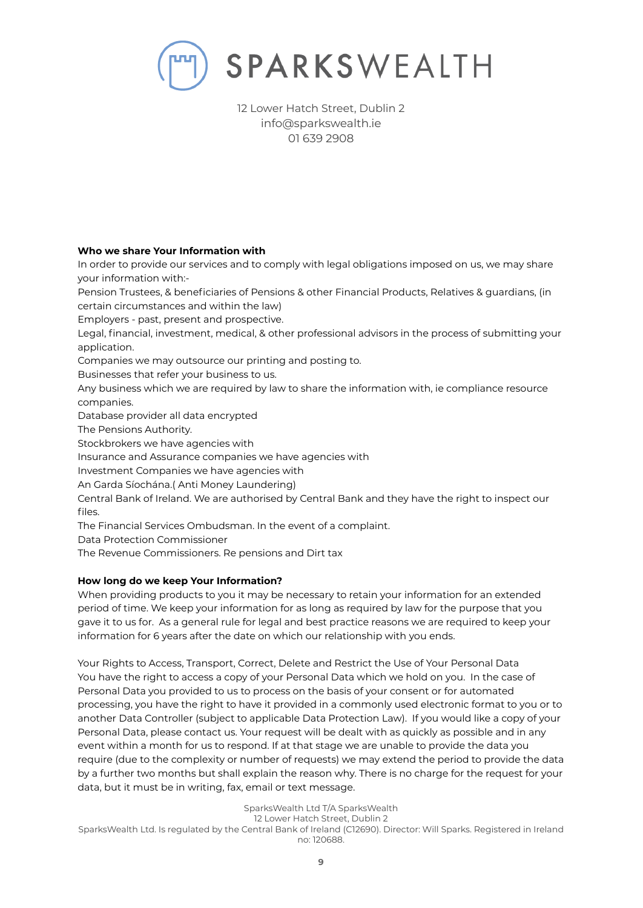**Who we share Your Information with**

In order to provide our services and to comply with legal obligations imposed on us, we may share your information with:-

Pension Trustees, & beneficiaries of Pensions & other Financial Products, Relatives & guardians, (in certain circumstances and within the law)

Employers - past, present and prospective.

Legal, financial, investment, medical, & other professional advisors in the process of submitting your application.

Companies we may outsource our printing and posting to.

Businesses that refer your business to us.

Any business which we are required by law to share the information with, ie compliance resource companies.

Database provider all data encrypted

The Pensions Authority.

Stockbrokers we have agencies with

Insurance and Assurance companies we have agencies with

Investment Companies we have agencies with

An Garda Síochána.( Anti Money Laundering)

Central Bank of Ireland. We are authorised by Central Bank and they have the right to inspect our files.

The Financial Services Ombudsman. In the event of a complaint.

Data Protection Commissioner

The Revenue Commissioners. Re pensions and Dirt tax

**How long do we keep Your Information?**

When providing products to you it may be necessary to retain your information for an extended period of time. We keep your information for as long as required by law for the purpose that you gave it to us for. As a general rule for legal and best practice reasons we are required to keep your information for 6 years after the date on which our relationship with you ends.

Your Rights to Access, Transport, Correct, Delete and Restrict the Use of Your Personal Data

You have the right to access a copy of your Personal Data which we hold on you. In the case of Personal Data you provided to us to process on the basis of your consent or for automated processing, you have the right to have it provided in a commonly used electronic format to you or to another Data Controller (subject to applicable Data Protection Law). If you would like a copy of your Personal Data, please contact us. Your request will be dealt with as quickly as possible and in any event within a month for us to respond. If at that stage we are unable to provide the data you require (due to the complexity or number of requests) we may extend the period to provide the data by a further two months but shall explain the reason why. There is no charge for the request for your data, but it must be in writing, fax, email or text message.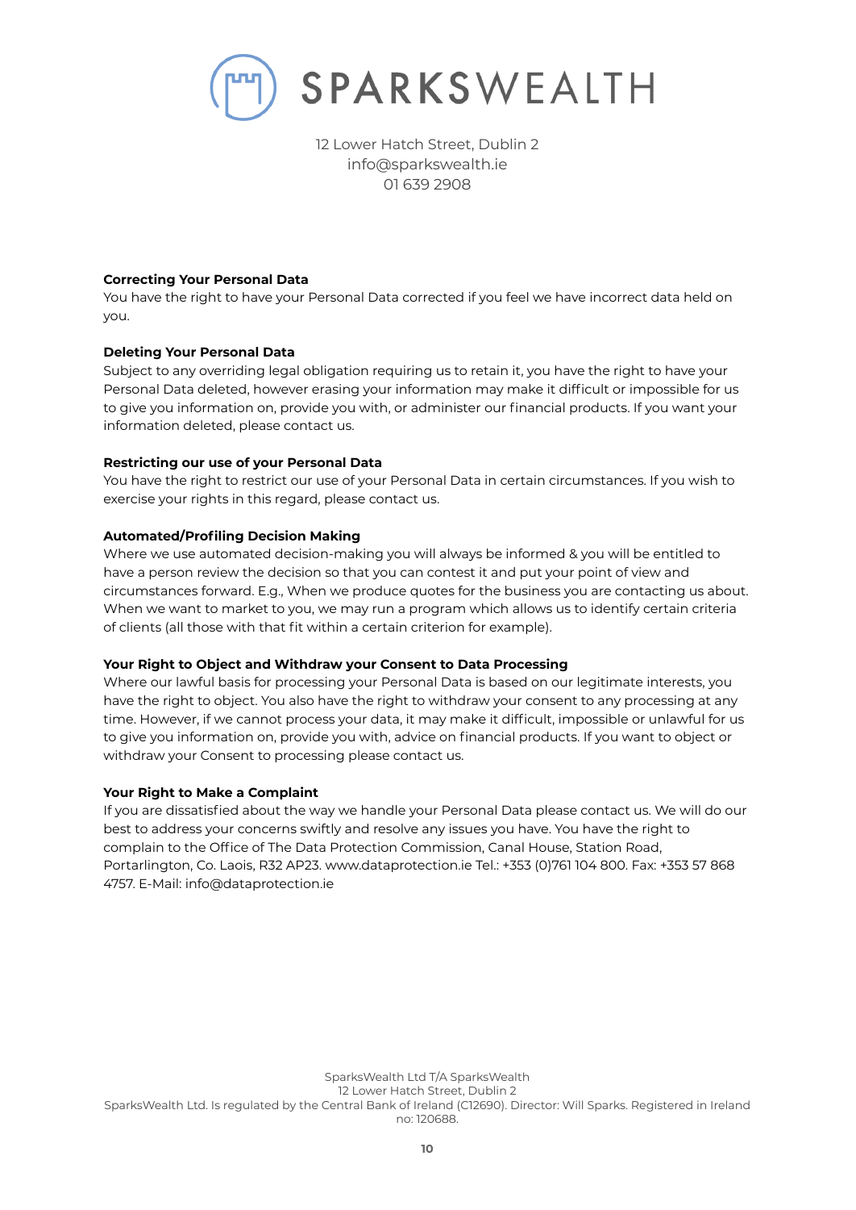**Correcting Your Personal Data**

You have the right to have your Personal Data corrected if you feel we have incorrect data held on you.

**Deleting Your Personal Data**

Subject to any overriding legal obligation requiring us to retain it, you have the right to have your Personal Data deleted, however erasing your information may make it difficult or impossible for us to give you information on, provide you with, or administer our financial products. If you want your information deleted, please contact us.

**Restricting our use of your Personal Data**

You have the right to restrict our use of your Personal Data in certain circumstances. If you wish to exercise your rights in this regard, please contact us.

**Automated/Profiling Decision Making**

Where we use automated decision-making you will always be informed & you will be entitled to have a person review the decision so that you can contest it and put your point of view and circumstances forward. E.g., When we produce quotes for the business you are contacting us about. When we want to market to you, we may run a program which allows us to identify certain criteria of clients (all those with that fit within a certain criterion for example).

**Your Right to Object and Withdraw your Consent to Data Processing**

Where our lawful basis for processing your Personal Data is based on our legitimate interests, you have the right to object. You also have the right to withdraw your consent to any processing at any time. However, if we cannot process your data, it may make it difficult, impossible or unlawful for us to give you information on, provide you with, advice on financial products. If you want to object or withdraw your Consent to processing please contact us.

**Your Right to Make a Complaint**

If you are dissatisfied about the way we handle your Personal Data please contact us. We will do our best to address your concerns swiftly and resolve any issues you have. You have the right to complain to the Office of The Data Protection Commission, Canal House, Station Road, Portarlington, Co. Laois, R32 AP23. www.dataprotection.ie Tel.: +353 (0)761 104 800. Fax: +353 57 868 4757. E-Mail: info@dataprotection.ie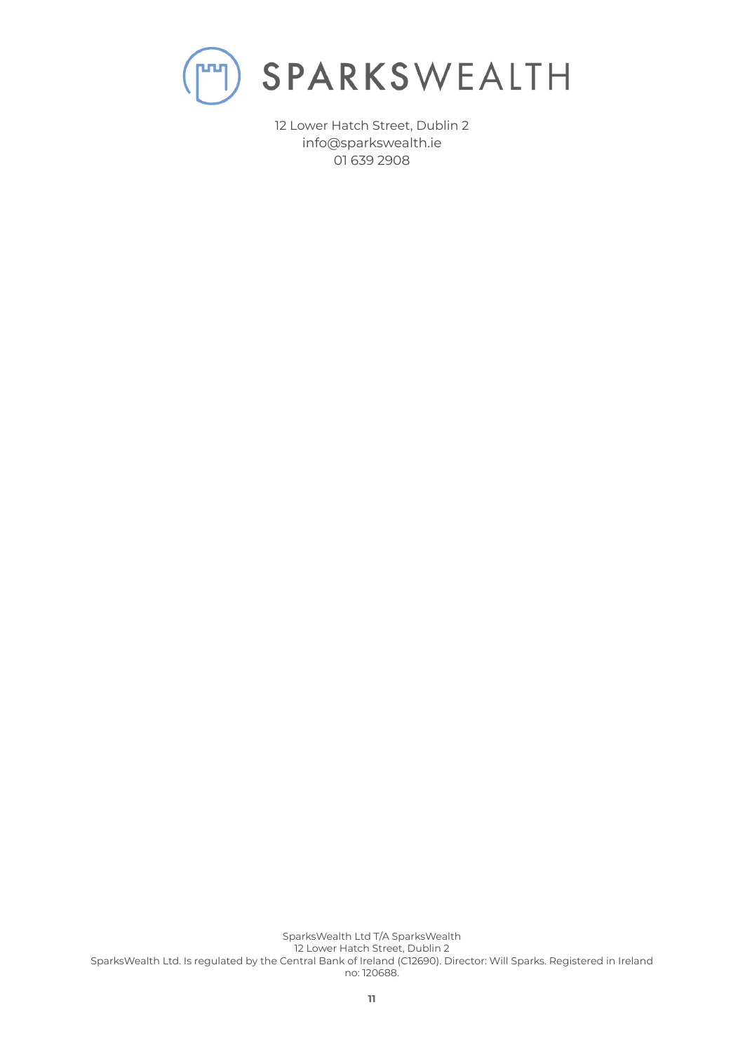# SPARKSWEALTH

12 Lower Hatch Street, Dublin 2
info@sparkswealth.ie
01 639 2908

SparksWealth Ltd T/A SparksWealth
12 Lower Hatch Street, Dublin 2
SparksWealth Ltd. Is regulated by the Central Bank of Ireland (C12690). Director: Will Sparks. Registered in Ireland no: 120688.